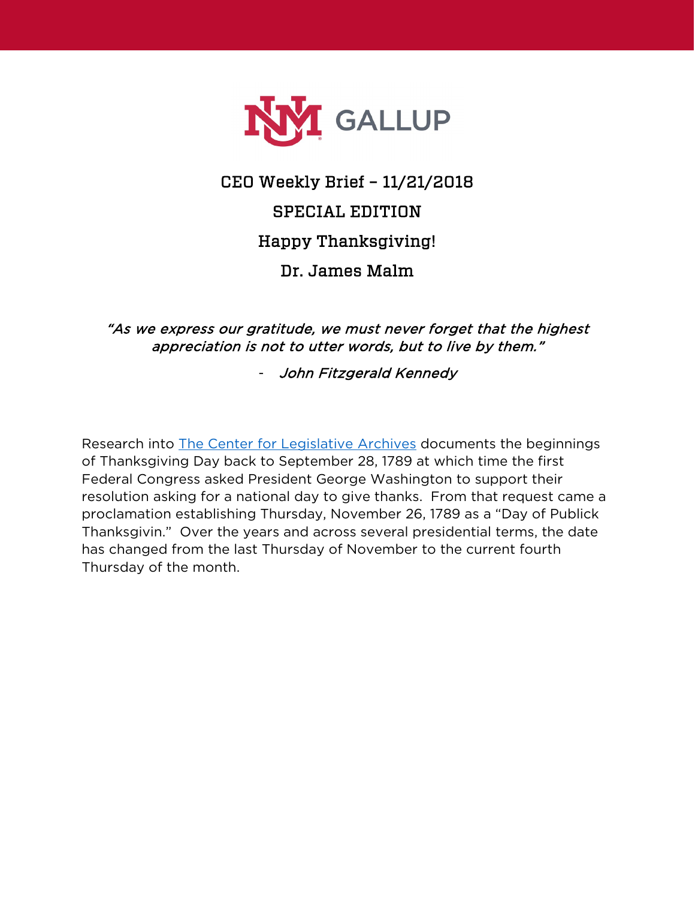# CEO Weekly Brief – 11/21/2018

## SPECIAL EDITION

## Happy Thanksgiving!

## Dr. James Malm

*"As we express our gratitude, we must never forget that the highest appreciation is not to utter words, but to live by them."*

- *John Fitzgerald Kennedy*

Research into [The Center for Legislative Archives] documents the beginnings of Thanksgiving Day back to September 28, 1789 at which time the first Federal Congress asked President George Washington to support their resolution asking for a national day to give thanks. From that request came a proclamation establishing Thursday, November 26, 1789 as a "Day of Publick Thanksgivin." Over the years and across several presidential terms, the date has changed from the last Thursday of November to the current fourth Thursday of the month.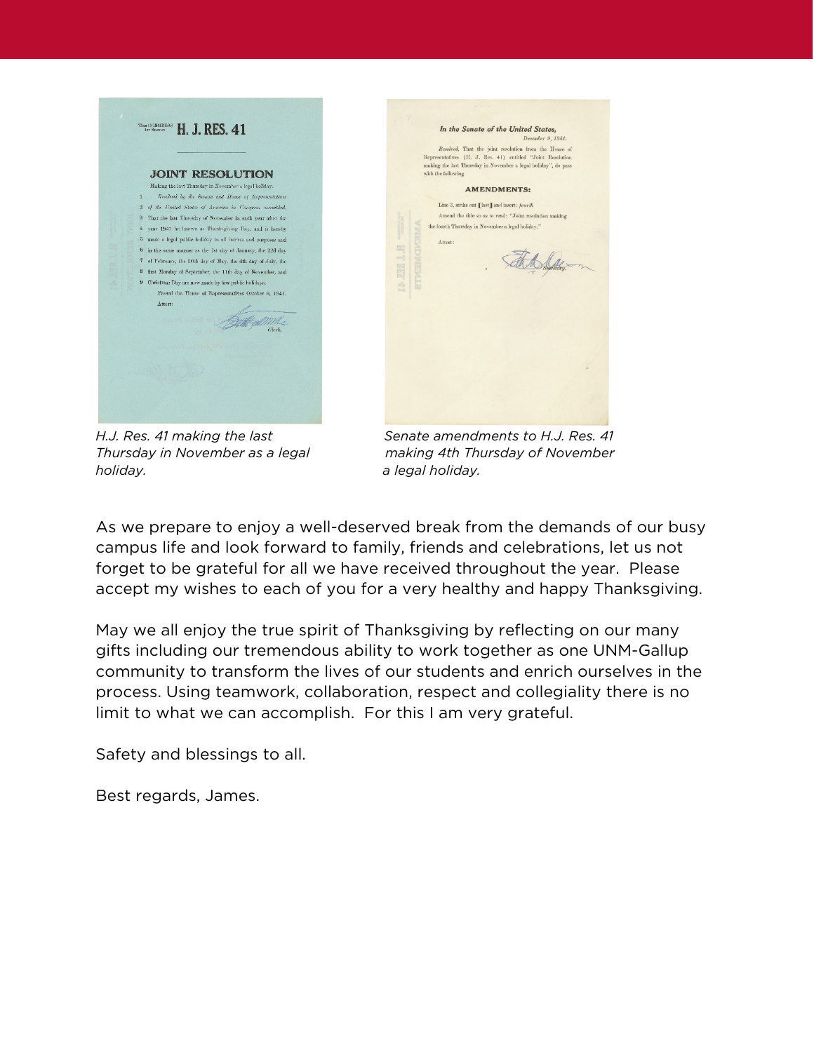*H.J. Res. 41 making the last Thursday in November as a legal holiday.*

*Senate amendments to H.J. Res. 41 making 4th Thursday of November a legal holiday.*

As we prepare to enjoy a well-deserved break from the demands of our busy campus life and look forward to family, friends and celebrations, let us not forget to be grateful for all we have received throughout the year. Please accept my wishes to each of you for a very healthy and happy Thanksgiving.

May we all enjoy the true spirit of Thanksgiving by reflecting on our many gifts including our tremendous ability to work together as one UNM-Gallup community to transform the lives of our students and enrich ourselves in the process. Using teamwork, collaboration, respect and collegiality there is no limit to what we can accomplish. For this I am very grateful.

Safety and blessings to all.

Best regards, James.